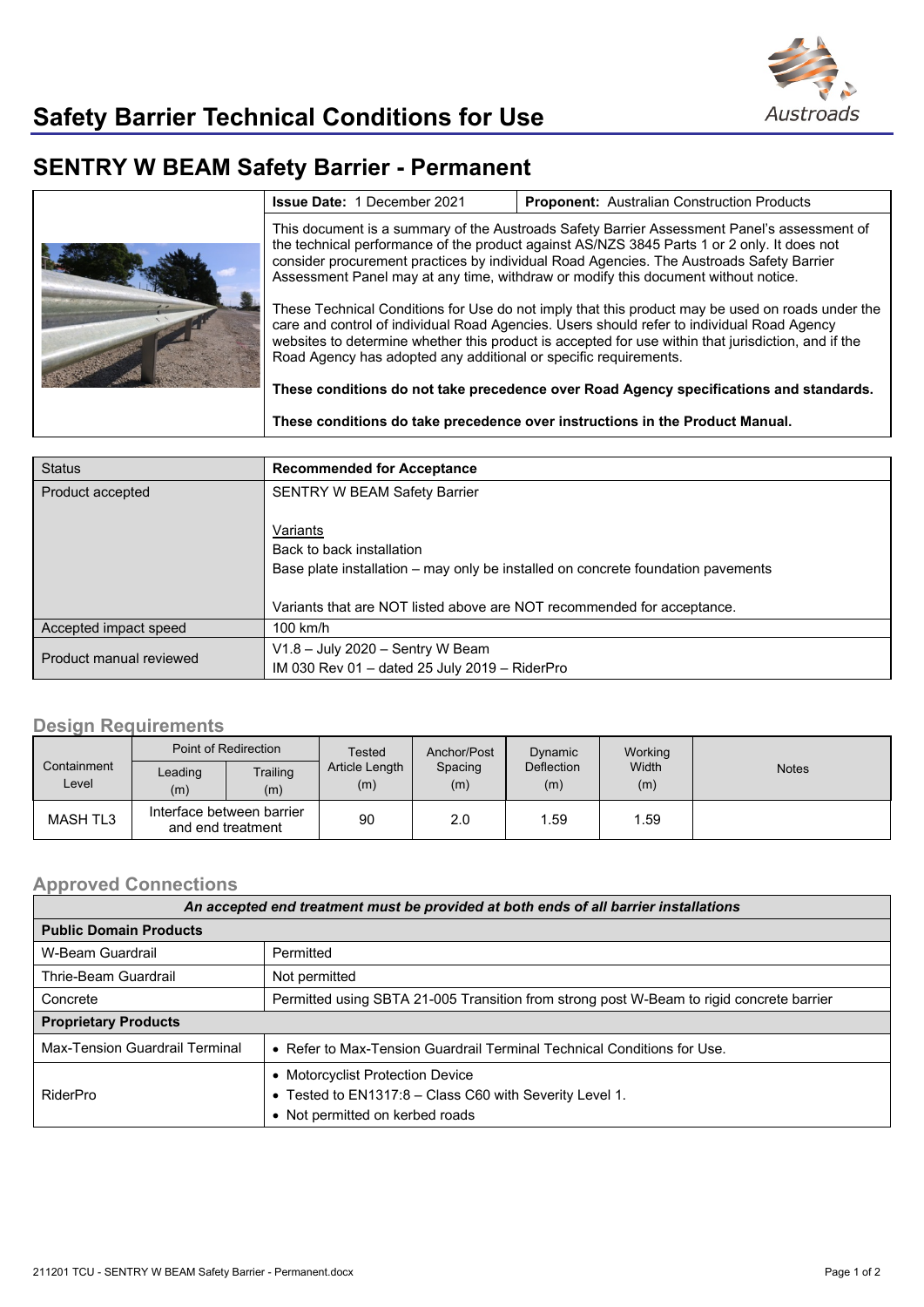# Safety Barrier Technical Conditions for Use

## SENTRY W BEAM Safety Barrier - Permanent

| | | |
|---|---|---|
| | **Issue Date:** 1 December 2021 | **Proponent:** Australian Construction Products |

This document is a summary of the Austroads Safety Barrier Assessment Panel's assessment of the technical performance of the product against AS/NZS 3845 Parts 1 or 2 only. It does not consider procurement practices by individual Road Agencies. The Austroads Safety Barrier Assessment Panel may at any time, withdraw or modify this document without notice.

These Technical Conditions for Use do not imply that this product may be used on roads under the care and control of individual Road Agencies. Users should refer to individual Road Agency websites to determine whether this product is accepted for use within that jurisdiction, and if the Road Agency has adopted any additional or specific requirements.

**These conditions do not take precedence over Road Agency specifications and standards.**

**These conditions do take precedence over instructions in the Product Manual.**

| Status | **Recommended for Acceptance** |
|---|---|
| Product accepted | SENTRY W BEAM Safety Barrier<br><br>Variants<br>Back to back installation<br>Base plate installation – may only be installed on concrete foundation pavements<br><br>Variants that are NOT listed above are NOT recommended for acceptance. |
| Accepted impact speed | 100 km/h |
| Product manual reviewed | V1.8 – July 2020 – Sentry W Beam<br>IM 030 Rev 01 – dated 25 July 2019 – RiderPro |

### Design Requirements

| Containment Level | Point of Redirection | | Tested Article Length (m) | Anchor/Post Spacing (m) | Dynamic Deflection (m) | Working Width (m) | Notes |
|---|---|---|---|---|---|---|---|
| | Leading (m) | Trailing (m) | | | | | |
| MASH TL3 | Interface between barrier and end treatment | | 90 | 2.0 | 1.59 | 1.59 | |

### Approved Connections

| *An accepted end treatment must be provided at both ends of all barrier installations* | |
|---|---|
| **Public Domain Products** | |
| W-Beam Guardrail | Permitted |
| Thrie-Beam Guardrail | Not permitted |
| Concrete | Permitted using SBTA 21-005 Transition from strong post W-Beam to rigid concrete barrier |
| **Proprietary Products** | |
| Max-Tension Guardrail Terminal | • Refer to Max-Tension Guardrail Terminal Technical Conditions for Use. |
| RiderPro | • Motorcyclist Protection Device<br>• Tested to EN1317:8 – Class C60 with Severity Level 1.<br>• Not permitted on kerbed roads |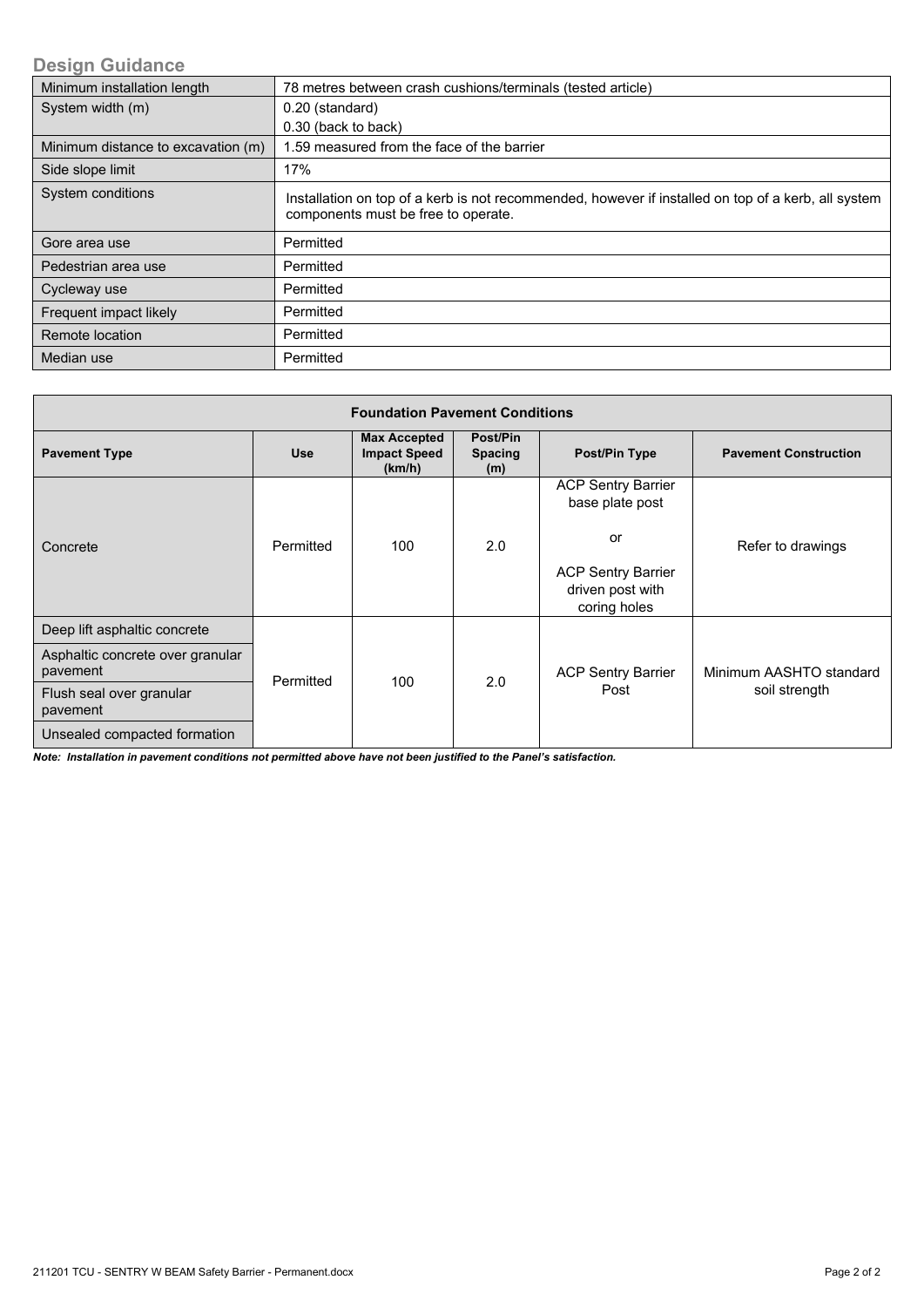## Design Guidance

| | |
|---|---|
| Minimum installation length | 78 metres between crash cushions/terminals (tested article) |
| System width (m) | 0.20 (standard)<br>0.30 (back to back) |
| Minimum distance to excavation (m) | 1.59 measured from the face of the barrier |
| Side slope limit | 17% |
| System conditions | Installation on top of a kerb is not recommended, however if installed on top of a kerb, all system components must be free to operate. |
| Gore area use | Permitted |
| Pedestrian area use | Permitted |
| Cycleway use | Permitted |
| Frequent impact likely | Permitted |
| Remote location | Permitted |
| Median use | Permitted |

| Foundation Pavement Conditions | | | | | |
|---|---|---|---|---|---|
| **Pavement Type** | **Use** | **Max Accepted Impact Speed (km/h)** | **Post/Pin Spacing (m)** | **Post/Pin Type** | **Pavement Construction** |
| Concrete | Permitted | 100 | 2.0 | ACP Sentry Barrier base plate post<br>or<br>ACP Sentry Barrier driven post with coring holes | Refer to drawings |
| Deep lift asphaltic concrete<br>Asphaltic concrete over granular pavement<br>Flush seal over granular pavement<br>Unsealed compacted formation | Permitted | 100 | 2.0 | ACP Sentry Barrier Post | Minimum AASHTO standard soil strength |

***Note: Installation in pavement conditions not permitted above have not been justified to the Panel's satisfaction.***